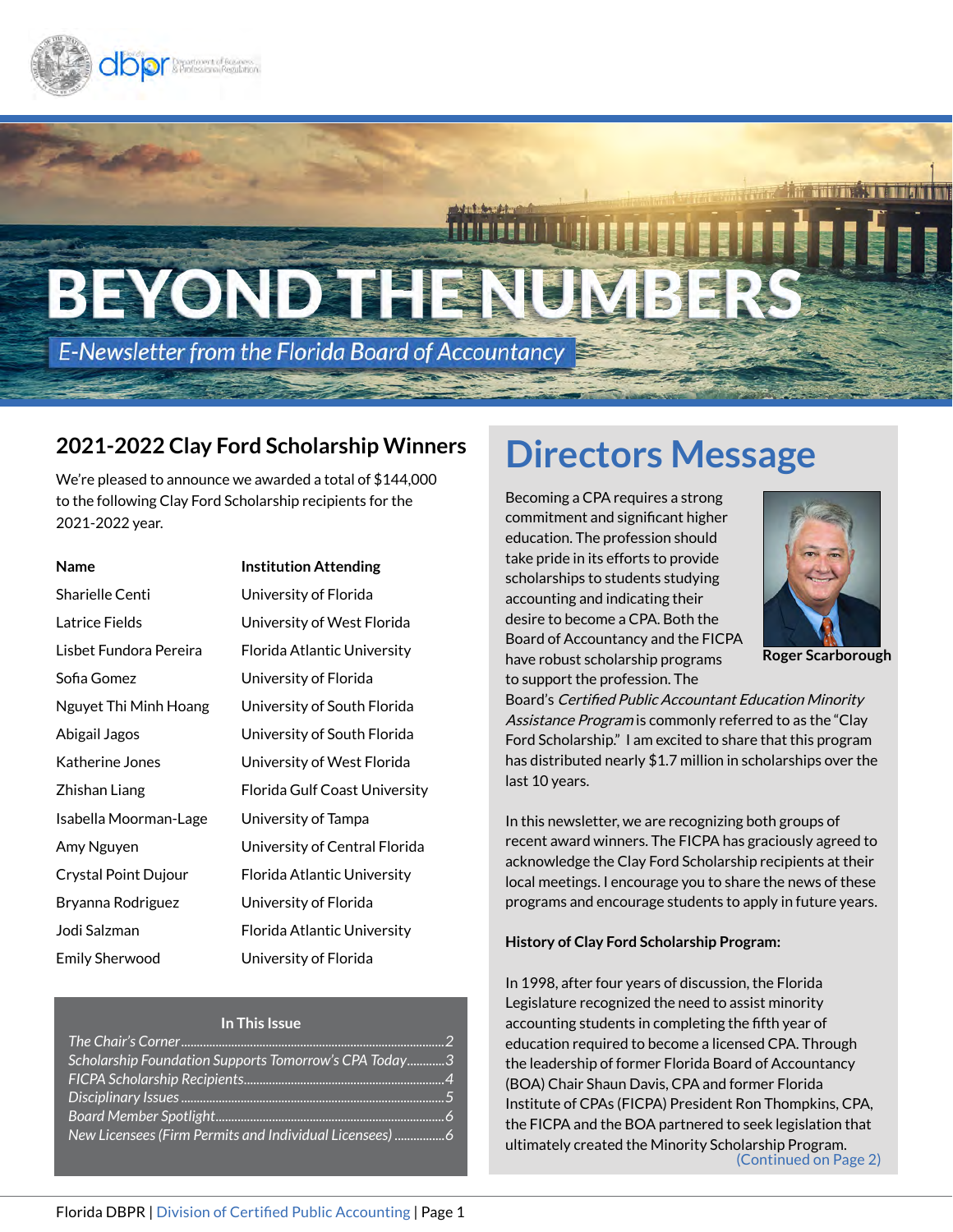# BEYOND THE NUMBERS

*E-Newsletter from the Florida Board of Accountancy*

## 2021-2022 Clay Ford Scholarship Winners

We're pleased to announce we awarded a total of $144,000 to the following Clay Ford Scholarship recipients for the 2021-2022 year.

| Name | Institution Attending |
|---|---|
| Sharielle Centi | University of Florida |
| Latrice Fields | University of West Florida |
| Lisbet Fundora Pereira | Florida Atlantic University |
| Sofia Gomez | University of Florida |
| Nguyet Thi Minh Hoang | University of South Florida |
| Abigail Jagos | University of South Florida |
| Katherine Jones | University of West Florida |
| Zhishan Liang | Florida Gulf Coast University |
| Isabella Moorman-Lage | University of Tampa |
| Amy Nguyen | University of Central Florida |
| Crystal Point Dujour | Florida Atlantic University |
| Bryanna Rodriguez | University of Florida |
| Jodi Salzman | Florida Atlantic University |
| Emily Sherwood | University of Florida |

**In This Issue**

*The Chair's Corner*..........2
*Scholarship Foundation Supports Tomorrow's CPA Today*..........3
*FICPA Scholarship Recipients*..........4
*Disciplinary Issues*..........5
*Board Member Spotlight*..........6
*New Licensees (Firm Permits and Individual Licensees)*..........6

# Directors Message

**Roger Scarborough**

Becoming a CPA requires a strong commitment and significant higher education. The profession should take pride in its efforts to provide scholarships to students studying accounting and indicating their desire to become a CPA. Both the Board of Accountancy and the FICPA have robust scholarship programs to support the profession. The Board's *Certified Public Accountant Education Minority Assistance Program* is commonly referred to as the "Clay Ford Scholarship." I am excited to share that this program has distributed nearly $1.7 million in scholarships over the last 10 years.

In this newsletter, we are recognizing both groups of recent award winners. The FICPA has graciously agreed to acknowledge the Clay Ford Scholarship recipients at their local meetings. I encourage you to share the news of these programs and encourage students to apply in future years.

**History of Clay Ford Scholarship Program:**

In 1998, after four years of discussion, the Florida Legislature recognized the need to assist minority accounting students in completing the fifth year of education required to become a licensed CPA. Through the leadership of former Florida Board of Accountancy (BOA) Chair Shaun Davis, CPA and former Florida Institute of CPAs (FICPA) President Ron Thompkins, CPA, the FICPA and the BOA partnered to seek legislation that ultimately created the Minority Scholarship Program.

(Continued on Page 2)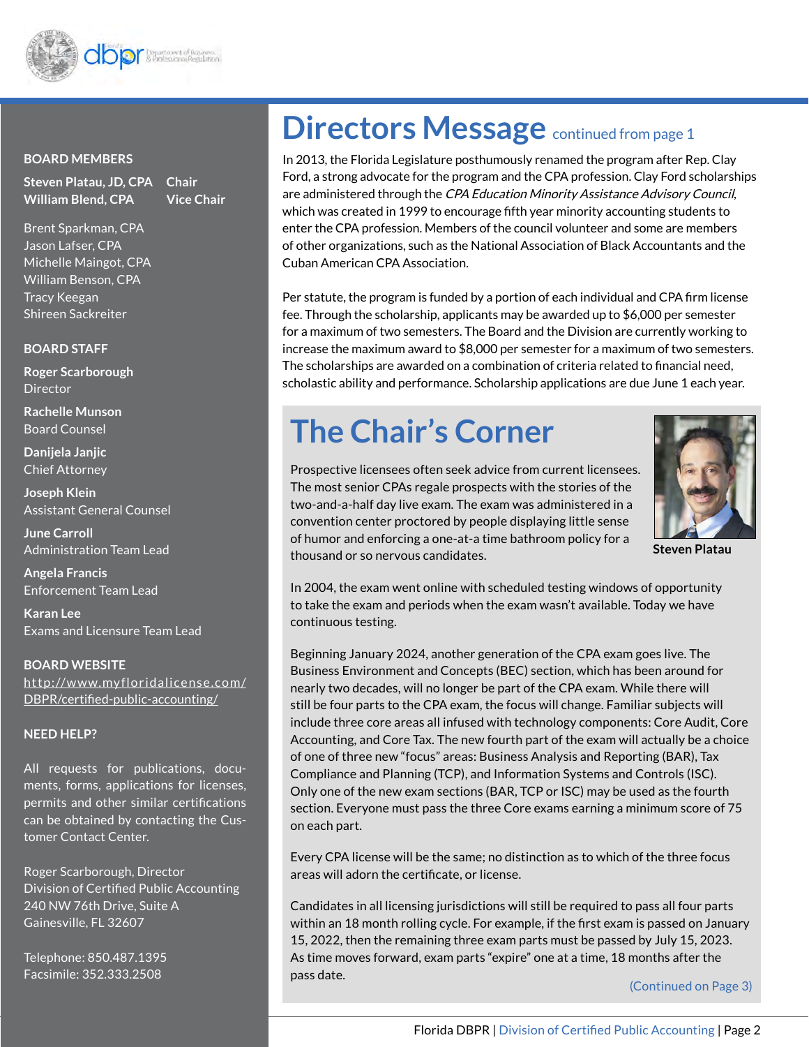## BOARD MEMBERS

**Steven Platau, JD, CPA** Chair
**William Blend, CPA** Vice Chair

Brent Sparkman, CPA
Jason Lafser, CPA
Michelle Maingot, CPA
William Benson, CPA
Tracy Keegan
Shireen Sackreiter

## BOARD STAFF

**Roger Scarborough**
Director

**Rachelle Munson**
Board Counsel

**Danijela Janjic**
Chief Attorney

**Joseph Klein**
Assistant General Counsel

**June Carroll**
Administration Team Lead

**Angela Francis**
Enforcement Team Lead

**Karan Lee**
Exams and Licensure Team Lead

## BOARD WEBSITE

http://www.myfloridalicense.com/DBPR/certified-public-accounting/

## NEED HELP?

All requests for publications, documents, forms, applications for licenses, permits and other similar certifications can be obtained by contacting the Customer Contact Center.

Roger Scarborough, Director
Division of Certified Public Accounting
240 NW 76th Drive, Suite A
Gainesville, FL 32607

Telephone: 850.487.1395
Facsimile: 352.333.2508

# Directors Message continued from page 1

In 2013, the Florida Legislature posthumously renamed the program after Rep. Clay Ford, a strong advocate for the program and the CPA profession. Clay Ford scholarships are administered through the *CPA Education Minority Assistance Advisory Council*, which was created in 1999 to encourage fifth year minority accounting students to enter the CPA profession. Members of the council volunteer and some are members of other organizations, such as the National Association of Black Accountants and the Cuban American CPA Association.

Per statute, the program is funded by a portion of each individual and CPA firm license fee. Through the scholarship, applicants may be awarded up to $6,000 per semester for a maximum of two semesters. The Board and the Division are currently working to increase the maximum award to $8,000 per semester for a maximum of two semesters. The scholarships are awarded on a combination of criteria related to financial need, scholastic ability and performance. Scholarship applications are due June 1 each year.

# The Chair's Corner

**Steven Platau**

Prospective licensees often seek advice from current licensees. The most senior CPAs regale prospects with the stories of the two-and-a-half day live exam. The exam was administered in a convention center proctored by people displaying little sense of humor and enforcing a one-at-a time bathroom policy for a thousand or so nervous candidates.

In 2004, the exam went online with scheduled testing windows of opportunity to take the exam and periods when the exam wasn't available. Today we have continuous testing.

Beginning January 2024, another generation of the CPA exam goes live. The Business Environment and Concepts (BEC) section, which has been around for nearly two decades, will no longer be part of the CPA exam. While there will still be four parts to the CPA exam, the focus will change. Familiar subjects will include three core areas all infused with technology components: Core Audit, Core Accounting, and Core Tax. The new fourth part of the exam will actually be a choice of one of three new "focus" areas: Business Analysis and Reporting (BAR), Tax Compliance and Planning (TCP), and Information Systems and Controls (ISC). Only one of the new exam sections (BAR, TCP or ISC) may be used as the fourth section. Everyone must pass the three Core exams earning a minimum score of 75 on each part.

Every CPA license will be the same; no distinction as to which of the three focus areas will adorn the certificate, or license.

Candidates in all licensing jurisdictions will still be required to pass all four parts within an 18 month rolling cycle. For example, if the first exam is passed on January 15, 2022, then the remaining three exam parts must be passed by July 15, 2023. As time moves forward, exam parts "expire" one at a time, 18 months after the pass date.

(Continued on Page 3)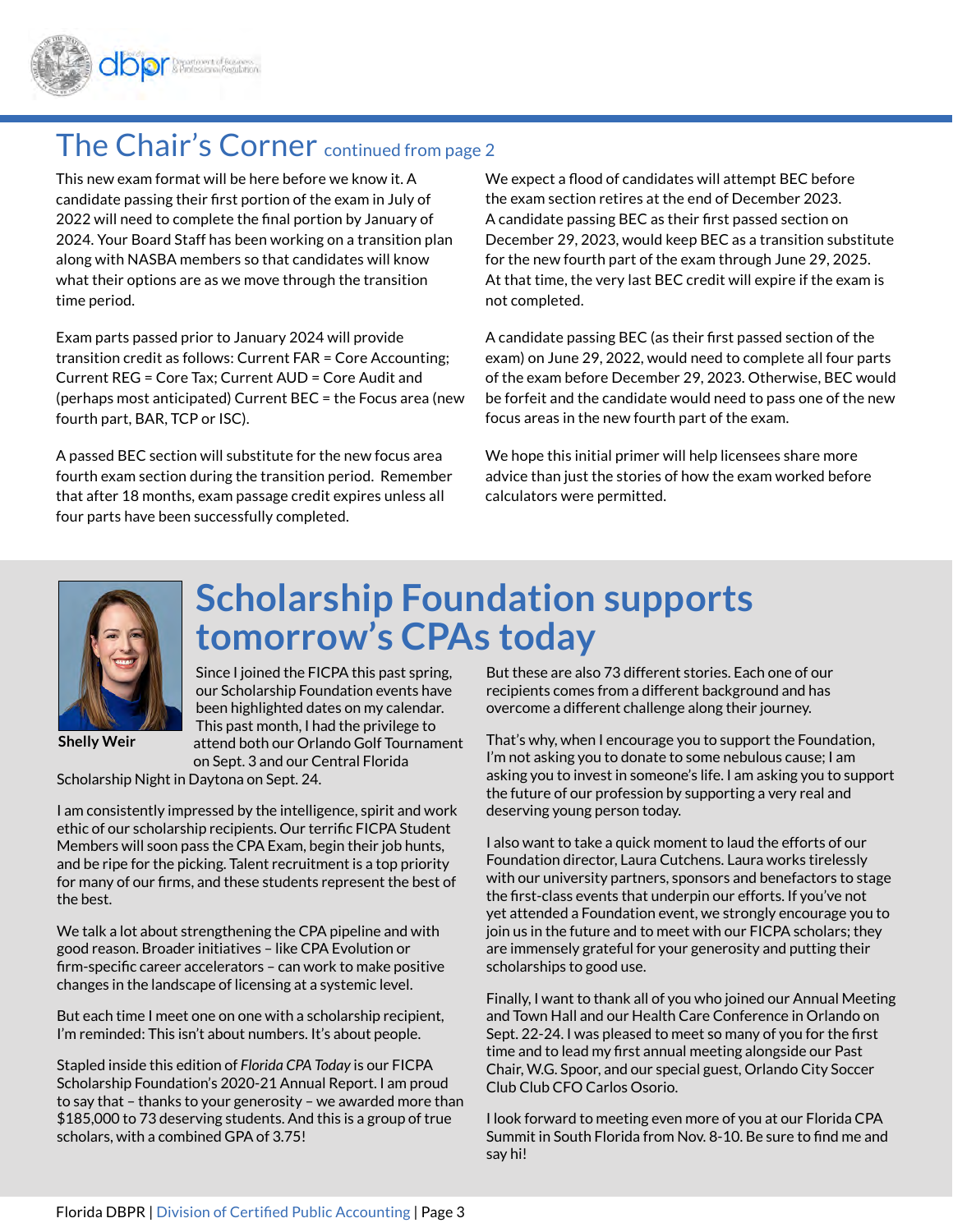## The Chair's Corner continued from page 2

This new exam format will be here before we know it. A candidate passing their first portion of the exam in July of 2022 will need to complete the final portion by January of 2024. Your Board Staff has been working on a transition plan along with NASBA members so that candidates will know what their options are as we move through the transition time period.

Exam parts passed prior to January 2024 will provide transition credit as follows: Current FAR = Core Accounting; Current REG = Core Tax; Current AUD = Core Audit and (perhaps most anticipated) Current BEC = the Focus area (new fourth part, BAR, TCP or ISC).

A passed BEC section will substitute for the new focus area fourth exam section during the transition period. Remember that after 18 months, exam passage credit expires unless all four parts have been successfully completed.

We expect a flood of candidates will attempt BEC before the exam section retires at the end of December 2023. A candidate passing BEC as their first passed section on December 29, 2023, would keep BEC as a transition substitute for the new fourth part of the exam through June 29, 2025. At that time, the very last BEC credit will expire if the exam is not completed.

A candidate passing BEC (as their first passed section of the exam) on June 29, 2022, would need to complete all four parts of the exam before December 29, 2023. Otherwise, BEC would be forfeit and the candidate would need to pass one of the new focus areas in the new fourth part of the exam.

We hope this initial primer will help licensees share more advice than just the stories of how the exam worked before calculators were permitted.

# Scholarship Foundation supports tomorrow's CPAs today

**Shelly Weir**

Since I joined the FICPA this past spring, our Scholarship Foundation events have been highlighted dates on my calendar. This past month, I had the privilege to attend both our Orlando Golf Tournament on Sept. 3 and our Central Florida Scholarship Night in Daytona on Sept. 24.

I am consistently impressed by the intelligence, spirit and work ethic of our scholarship recipients. Our terrific FICPA Student Members will soon pass the CPA Exam, begin their job hunts, and be ripe for the picking. Talent recruitment is a top priority for many of our firms, and these students represent the best of the best.

We talk a lot about strengthening the CPA pipeline and with good reason. Broader initiatives – like CPA Evolution or firm-specific career accelerators – can work to make positive changes in the landscape of licensing at a systemic level.

But each time I meet one on one with a scholarship recipient, I'm reminded: This isn't about numbers. It's about people.

Stapled inside this edition of *Florida CPA Today* is our FICPA Scholarship Foundation's 2020-21 Annual Report. I am proud to say that – thanks to your generosity – we awarded more than $185,000 to 73 deserving students. And this is a group of true scholars, with a combined GPA of 3.75!

But these are also 73 different stories. Each one of our recipients comes from a different background and has overcome a different challenge along their journey.

That's why, when I encourage you to support the Foundation, I'm not asking you to donate to some nebulous cause; I am asking you to invest in someone's life. I am asking you to support the future of our profession by supporting a very real and deserving young person today.

I also want to take a quick moment to laud the efforts of our Foundation director, Laura Cutchens. Laura works tirelessly with our university partners, sponsors and benefactors to stage the first-class events that underpin our efforts. If you've not yet attended a Foundation event, we strongly encourage you to join us in the future and to meet with our FICPA scholars; they are immensely grateful for your generosity and putting their scholarships to good use.

Finally, I want to thank all of you who joined our Annual Meeting and Town Hall and our Health Care Conference in Orlando on Sept. 22-24. I was pleased to meet so many of you for the first time and to lead my first annual meeting alongside our Past Chair, W.G. Spoor, and our special guest, Orlando City Soccer Club Club CFO Carlos Osorio.

I look forward to meeting even more of you at our Florida CPA Summit in South Florida from Nov. 8-10. Be sure to find me and say hi!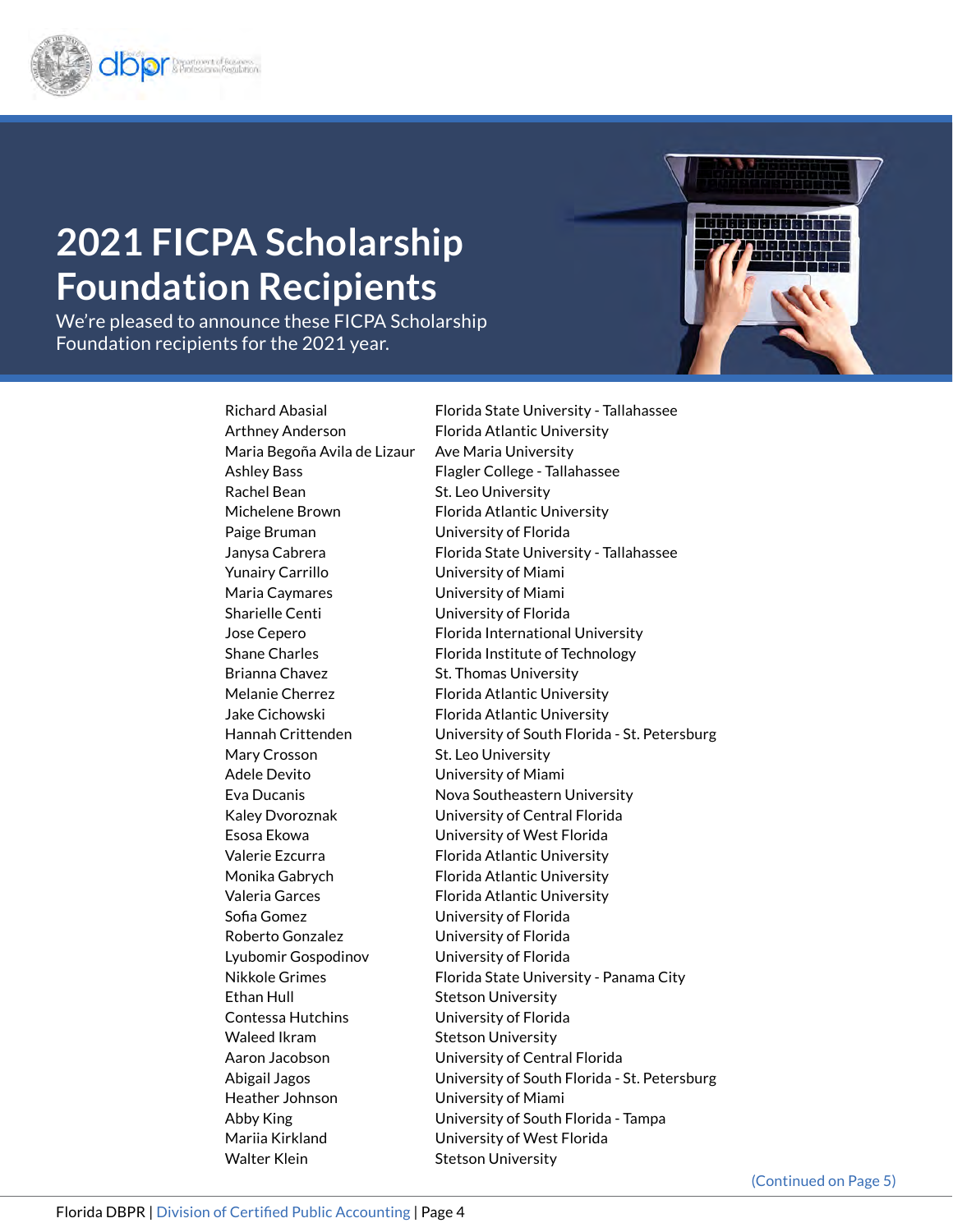# 2021 FICPA Scholarship Foundation Recipients

We're pleased to announce these FICPA Scholarship Foundation recipients for the 2021 year.

| Name | School |
| --- | --- |
| Richard Abasial | Florida State University - Tallahassee |
| Arthney Anderson | Florida Atlantic University |
| Maria Begoña Avila de Lizaur | Ave Maria University |
| Ashley Bass | Flagler College - Tallahassee |
| Rachel Bean | St. Leo University |
| Michelene Brown | Florida Atlantic University |
| Paige Bruman | University of Florida |
| Janysa Cabrera | Florida State University - Tallahassee |
| Yunairy Carrillo | University of Miami |
| Maria Caymares | University of Miami |
| Sharielle Centi | University of Florida |
| Jose Cepero | Florida International University |
| Shane Charles | Florida Institute of Technology |
| Brianna Chavez | St. Thomas University |
| Melanie Cherrez | Florida Atlantic University |
| Jake Cichowski | Florida Atlantic University |
| Hannah Crittenden | University of South Florida - St. Petersburg |
| Mary Crosson | St. Leo University |
| Adele Devito | University of Miami |
| Eva Ducanis | Nova Southeastern University |
| Kaley Dvoroznak | University of Central Florida |
| Esosa Ekowa | University of West Florida |
| Valerie Ezcurra | Florida Atlantic University |
| Monika Gabrych | Florida Atlantic University |
| Valeria Garces | Florida Atlantic University |
| Sofia Gomez | University of Florida |
| Roberto Gonzalez | University of Florida |
| Lyubomir Gospodinov | University of Florida |
| Nikkole Grimes | Florida State University - Panama City |
| Ethan Hull | Stetson University |
| Contessa Hutchins | University of Florida |
| Waleed Ikram | Stetson University |
| Aaron Jacobson | University of Central Florida |
| Abigail Jagos | University of South Florida - St. Petersburg |
| Heather Johnson | University of Miami |
| Abby King | University of South Florida - Tampa |
| Mariia Kirkland | University of West Florida |
| Walter Klein | Stetson University |

(Continued on Page 5)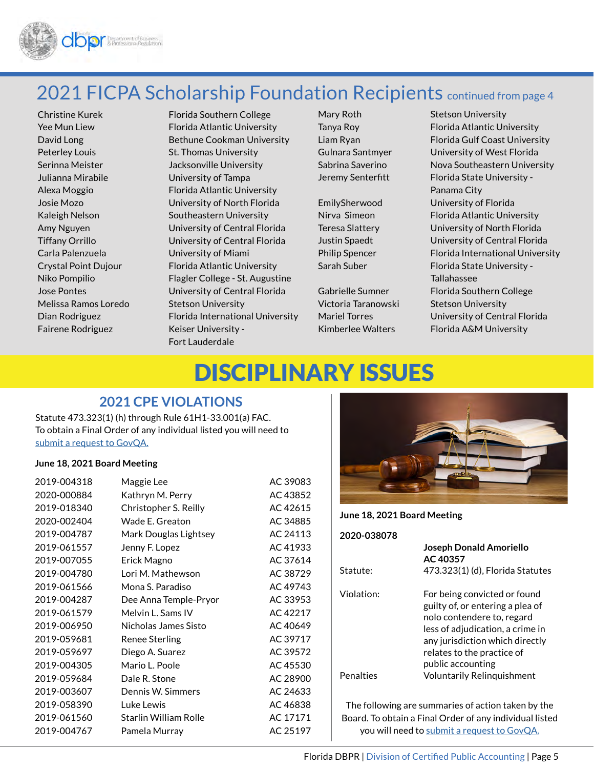## 2021 FICPA Scholarship Foundation Recipients continued from page 4

| Name | School |
|---|---|
| Christine Kurek | Florida Southern College |
| Yee Mun Liew | Florida Atlantic University |
| David Long | Bethune Cookman University |
| Peterley Louis | St. Thomas University |
| Serinna Meister | Jacksonville University |
| Julianna Mirabile | University of Tampa |
| Alexa Moggio | Florida Atlantic University |
| Josie Mozo | University of North Florida |
| Kaleigh Nelson | Southeastern University |
| Amy Nguyen | University of Central Florida |
| Tiffany Orrillo | University of Central Florida |
| Carla Palenzuela | University of Miami |
| Crystal Point Dujour | Florida Atlantic University |
| Niko Pompilio | Flagler College - St. Augustine |
| Jose Pontes | University of Central Florida |
| Melissa Ramos Loredo | Stetson University |
| Dian Rodriguez | Florida International University |
| Fairene Rodriguez | Keiser University - Fort Lauderdale |
| Mary Roth | Stetson University |
| Tanya Roy | Florida Atlantic University |
| Liam Ryan | Florida Gulf Coast University |
| Gulnara Santmyer | University of West Florida |
| Sabrina Saverino | Nova Southeastern University |
| Jeremy Senterfitt | Florida State University - Panama City |
| EmilySherwood | University of Florida |
| Nirva Simeon | Florida Atlantic University |
| Teresa Slattery | University of North Florida |
| Justin Spaedt | University of Central Florida |
| Philip Spencer | Florida International University |
| Sarah Suber | Florida State University - Tallahassee |
| Gabrielle Sumner | Florida Southern College |
| Victoria Taranowski | Stetson University |
| Mariel Torres | University of Central Florida |
| Kimberlee Walters | Florida A&M University |

# DISCIPLINARY ISSUES

## 2021 CPE VIOLATIONS

Statute 473.323(1) (h) through Rule 61H1-33.001(a) FAC.
To obtain a Final Order of any individual listed you will need to submit a request to GovQA.

**June 18, 2021 Board Meeting**

| Case Number | Name | License |
|---|---|---|
| 2019-004318 | Maggie Lee | AC 39083 |
| 2020-000884 | Kathryn M. Perry | AC 43852 |
| 2019-018340 | Christopher S. Reilly | AC 42615 |
| 2020-002404 | Wade E. Greaton | AC 34885 |
| 2019-004787 | Mark Douglas Lightsey | AC 24113 |
| 2019-061557 | Jenny F. Lopez | AC 41933 |
| 2019-007055 | Erick Magno | AC 37614 |
| 2019-004780 | Lori M. Mathewson | AC 38729 |
| 2019-061566 | Mona S. Paradiso | AC 49743 |
| 2019-004287 | Dee Anna Temple-Pryor | AC 33953 |
| 2019-061579 | Melvin L. Sams IV | AC 42217 |
| 2019-006950 | Nicholas James Sisto | AC 40649 |
| 2019-059681 | Renee Sterling | AC 39717 |
| 2019-059697 | Diego A. Suarez | AC 39572 |
| 2019-004305 | Mario L. Poole | AC 45530 |
| 2019-059684 | Dale R. Stone | AC 28900 |
| 2019-003607 | Dennis W. Simmers | AC 24633 |
| 2019-058390 | Luke Lewis | AC 46838 |
| 2019-061560 | Starlin William Rolle | AC 17171 |
| 2019-004767 | Pamela Murray | AC 25197 |

**June 18, 2021 Board Meeting**

**2020-038078**

**Joseph Donald Amoriello**
**AC 40357**

Statute: 473.323(1) (d), Florida Statutes

Violation: For being convicted or found guilty of, or entering a plea of nolo contendere to, regard less of adjudication, a crime in any jurisdiction which directly relates to the practice of public accounting

Penalties: Voluntarily Relinquishment

The following are summaries of action taken by the Board. To obtain a Final Order of any individual listed you will need to submit a request to GovQA.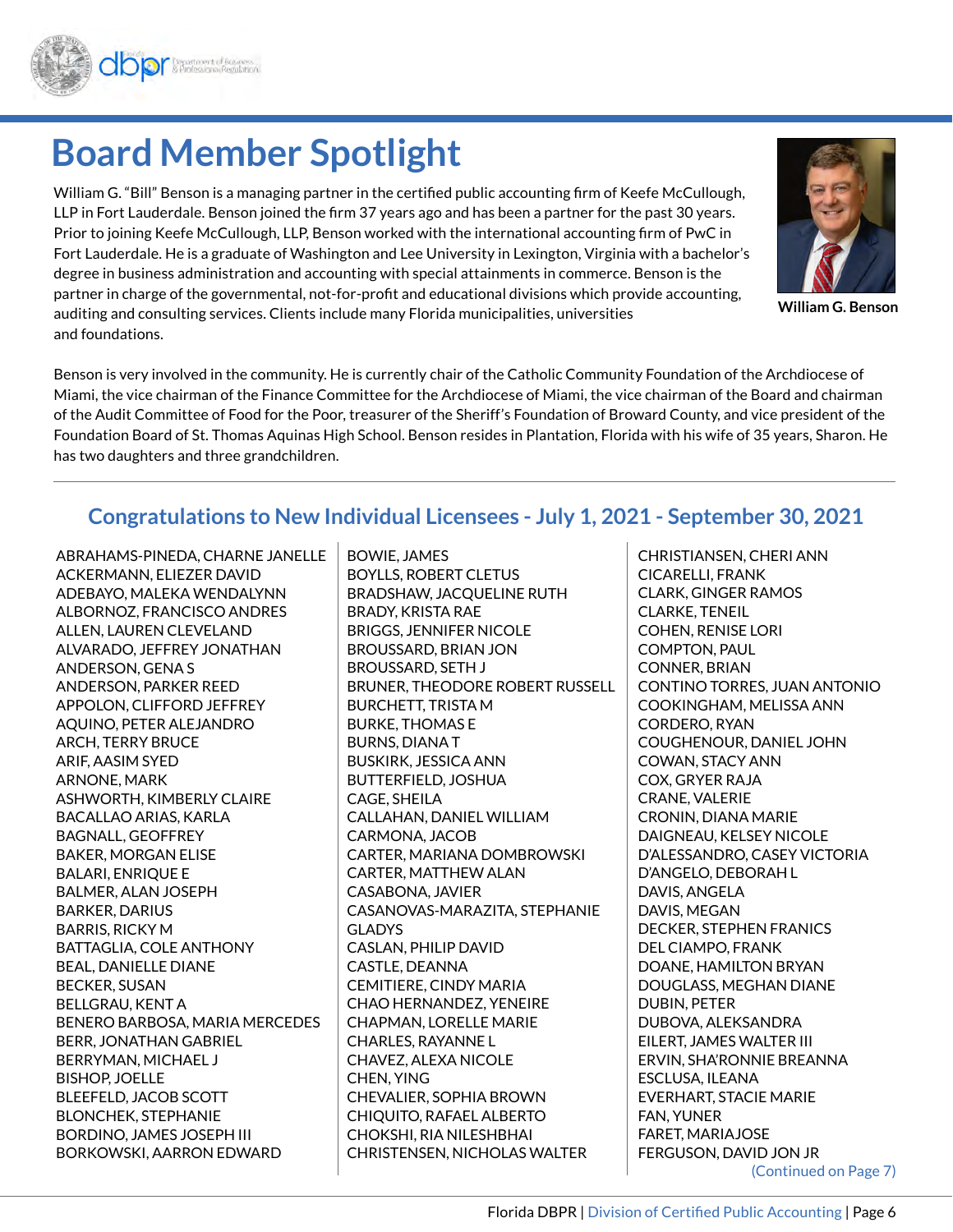# Board Member Spotlight

William G. "Bill" Benson is a managing partner in the certified public accounting firm of Keefe McCullough, LLP in Fort Lauderdale. Benson joined the firm 37 years ago and has been a partner for the past 30 years. Prior to joining Keefe McCullough, LLP, Benson worked with the international accounting firm of PwC in Fort Lauderdale. He is a graduate of Washington and Lee University in Lexington, Virginia with a bachelor's degree in business administration and accounting with special attainments in commerce. Benson is the partner in charge of the governmental, not-for-profit and educational divisions which provide accounting, auditing and consulting services. Clients include many Florida municipalities, universities and foundations.

**William G. Benson**

Benson is very involved in the community. He is currently chair of the Catholic Community Foundation of the Archdiocese of Miami, the vice chairman of the Finance Committee for the Archdiocese of Miami, the vice chairman of the Board and chairman of the Audit Committee of Food for the Poor, treasurer of the Sheriff's Foundation of Broward County, and vice president of the Foundation Board of St. Thomas Aquinas High School. Benson resides in Plantation, Florida with his wife of 35 years, Sharon. He has two daughters and three grandchildren.

---

## Congratulations to New Individual Licensees - July 1, 2021 - September 30, 2021

ABRAHAMS-PINEDA, CHARNE JANELLE
ACKERMANN, ELIEZER DAVID
ADEBAYO, MALEKA WENDALYNN
ALBORNOZ, FRANCISCO ANDRES
ALLEN, LAUREN CLEVELAND
ALVARADO, JEFFREY JONATHAN
ANDERSON, GENA S
ANDERSON, PARKER REED
APPOLON, CLIFFORD JEFFREY
AQUINO, PETER ALEJANDRO
ARCH, TERRY BRUCE
ARIF, AASIM SYED
ARNONE, MARK
ASHWORTH, KIMBERLY CLAIRE
BACALLAO ARIAS, KARLA
BAGNALL, GEOFFREY
BAKER, MORGAN ELISE
BALARI, ENRIQUE E
BALMER, ALAN JOSEPH
BARKER, DARIUS
BARRIS, RICKY M
BATTAGLIA, COLE ANTHONY
BEAL, DANIELLE DIANE
BECKER, SUSAN
BELLGRAU, KENT A
BENERO BARBOSA, MARIA MERCEDES
BERR, JONATHAN GABRIEL
BERRYMAN, MICHAEL J
BISHOP, JOELLE
BLEEFELD, JACOB SCOTT
BLONCHEK, STEPHANIE
BORDINO, JAMES JOSEPH III
BORKOWSKI, AARRON EDWARD
BOWIE, JAMES
BOYLLS, ROBERT CLETUS
BRADSHAW, JACQUELINE RUTH
BRADY, KRISTA RAE
BRIGGS, JENNIFER NICOLE
BROUSSARD, BRIAN JON
BROUSSARD, SETH J
BRUNER, THEODORE ROBERT RUSSELL
BURCHETT, TRISTA M
BURKE, THOMAS E
BURNS, DIANA T
BUSKIRK, JESSICA ANN
BUTTERFIELD, JOSHUA
CAGE, SHEILA
CALLAHAN, DANIEL WILLIAM
CARMONA, JACOB
CARTER, MARIANA DOMBROWSKI
CARTER, MATTHEW ALAN
CASABONA, JAVIER
CASANOVAS-MARAZITA, STEPHANIE GLADYS
CASLAN, PHILIP DAVID
CASTLE, DEANNA
CEMITIERE, CINDY MARIA
CHAO HERNANDEZ, YENEIRE
CHAPMAN, LORELLE MARIE
CHARLES, RAYANNE L
CHAVEZ, ALEXA NICOLE
CHEN, YING
CHEVALIER, SOPHIA BROWN
CHIQUITO, RAFAEL ALBERTO
CHOKSHI, RIA NILESHBHAI
CHRISTENSEN, NICHOLAS WALTER
CHRISTIANSEN, CHERI ANN
CICARELLI, FRANK
CLARK, GINGER RAMOS
CLARKE, TENEIL
COHEN, RENISE LORI
COMPTON, PAUL
CONNER, BRIAN
CONTINO TORRES, JUAN ANTONIO
COOKINGHAM, MELISSA ANN
CORDERO, RYAN
COUGHENOUR, DANIEL JOHN
COWAN, STACY ANN
COX, GRYER RAJA
CRANE, VALERIE
CRONIN, DIANA MARIE
DAIGNEAU, KELSEY NICOLE
D'ALESSANDRO, CASEY VICTORIA
D'ANGELO, DEBORAH L
DAVIS, ANGELA
DAVIS, MEGAN
DECKER, STEPHEN FRANICS
DEL CIAMPO, FRANK
DOANE, HAMILTON BRYAN
DOUGLASS, MEGHAN DIANE
DUBIN, PETER
DUBOVA, ALEKSANDRA
EILERT, JAMES WALTER III
ERVIN, SHA'RONNIE BREANNA
ESCLUSA, ILEANA
EVERHART, STACIE MARIE
FAN, YUNER
FARET, MARIAJOSE
FERGUSON, DAVID JON JR

(Continued on Page 7)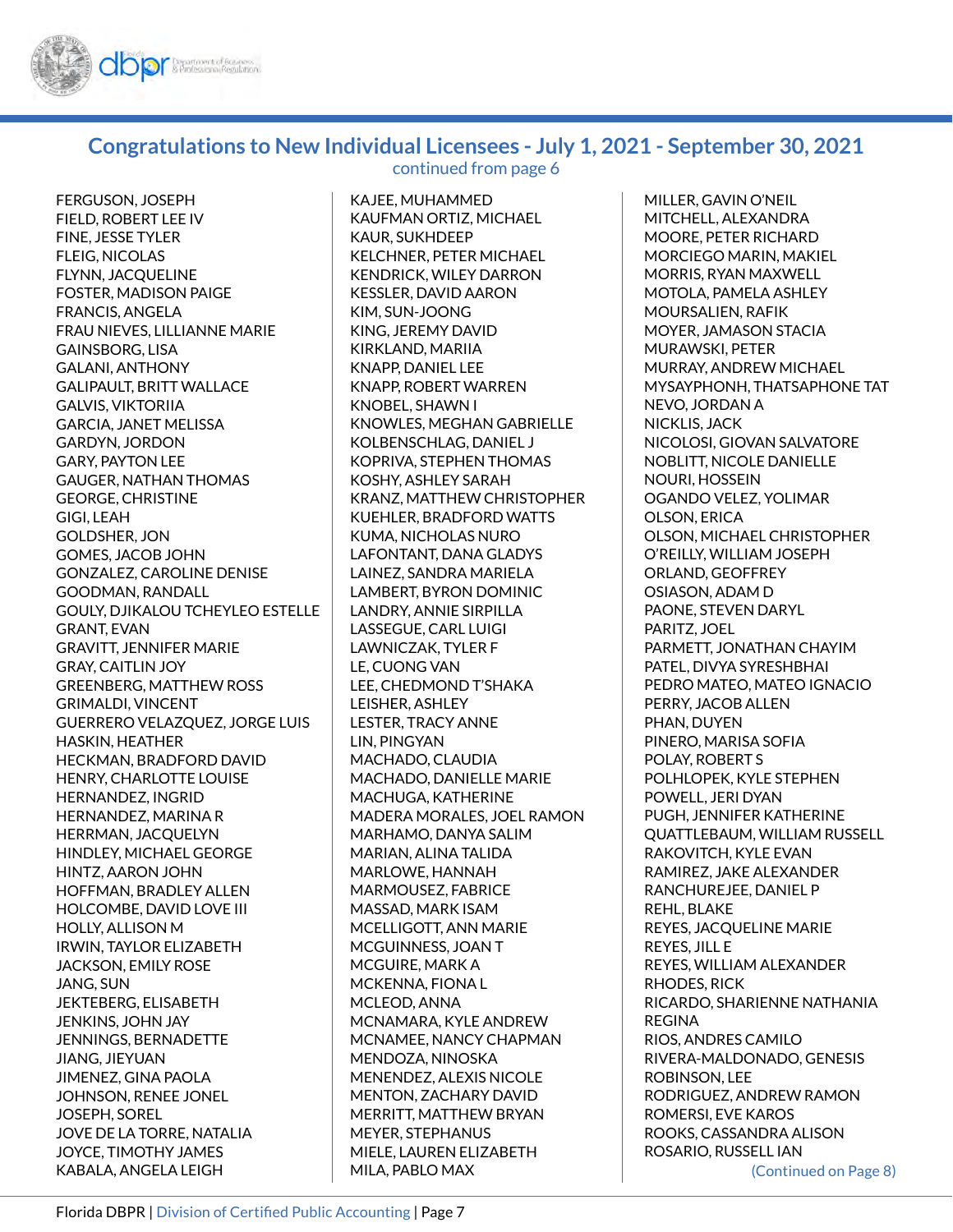## Congratulations to New Individual Licensees - July 1, 2021 - September 30, 2021

continued from page 6

FERGUSON, JOSEPH
FIELD, ROBERT LEE IV
FINE, JESSE TYLER
FLEIG, NICOLAS
FLYNN, JACQUELINE
FOSTER, MADISON PAIGE
FRANCIS, ANGELA
FRAU NIEVES, LILLIANNE MARIE
GAINSBORG, LISA
GALANI, ANTHONY
GALIPAULT, BRITT WALLACE
GALVIS, VIKTORIIA
GARCIA, JANET MELISSA
GARDYN, JORDON
GARY, PAYTON LEE
GAUGER, NATHAN THOMAS
GEORGE, CHRISTINE
GIGI, LEAH
GOLDSHER, JON
GOMES, JACOB JOHN
GONZALEZ, CAROLINE DENISE
GOODMAN, RANDALL
GOULY, DJIKALOU TCHEYLEO ESTELLE
GRANT, EVAN
GRAVITT, JENNIFER MARIE
GRAY, CAITLIN JOY
GREENBERG, MATTHEW ROSS
GRIMALDI, VINCENT
GUERRERO VELAZQUEZ, JORGE LUIS
HASKIN, HEATHER
HECKMAN, BRADFORD DAVID
HENRY, CHARLOTTE LOUISE
HERNANDEZ, INGRID
HERNANDEZ, MARINA R
HERRMAN, JACQUELYN
HINDLEY, MICHAEL GEORGE
HINTZ, AARON JOHN
HOFFMAN, BRADLEY ALLEN
HOLCOMBE, DAVID LOVE III
HOLLY, ALLISON M
IRWIN, TAYLOR ELIZABETH
JACKSON, EMILY ROSE
JANG, SUN
JEKTEBERG, ELISABETH
JENKINS, JOHN JAY
JENNINGS, BERNADETTE
JIANG, JIEYUAN
JIMENEZ, GINA PAOLA
JOHNSON, RENEE JONEL
JOSEPH, SOREL
JOVE DE LA TORRE, NATALIA
JOYCE, TIMOTHY JAMES
KABALA, ANGELA LEIGH
KAJEE, MUHAMMED
KAUFMAN ORTIZ, MICHAEL
KAUR, SUKHDEEP
KELCHNER, PETER MICHAEL
KENDRICK, WILEY DARRON
KESSLER, DAVID AARON
KIM, SUN-JOONG
KING, JEREMY DAVID
KIRKLAND, MARIIA
KNAPP, DANIEL LEE
KNAPP, ROBERT WARREN
KNOBEL, SHAWN I
KNOWLES, MEGHAN GABRIELLE
KOLBENSCHLAG, DANIEL J
KOPRIVA, STEPHEN THOMAS
KOSHY, ASHLEY SARAH
KRANZ, MATTHEW CHRISTOPHER
KUEHLER, BRADFORD WATTS
KUMA, NICHOLAS NURO
LAFONTANT, DANA GLADYS
LAINEZ, SANDRA MARIELA
LAMBERT, BYRON DOMINIC
LANDRY, ANNIE SIRPILLA
LASSEGUE, CARL LUIGI
LAWNICZAK, TYLER F
LE, CUONG VAN
LEE, CHEDMOND T'SHAKA
LEISHER, ASHLEY
LESTER, TRACY ANNE
LIN, PINGYAN
MACHADO, CLAUDIA
MACHADO, DANIELLE MARIE
MACHUGA, KATHERINE
MADERA MORALES, JOEL RAMON
MARHAMO, DANYA SALIM
MARIAN, ALINA TALIDA
MARLOWE, HANNAH
MARMOUSEZ, FABRICE
MASSAD, MARK ISAM
MCELLIGOTT, ANN MARIE
MCGUINNESS, JOAN T
MCGUIRE, MARK A
MCKENNA, FIONA L
MCLEOD, ANNA
MCNAMARA, KYLE ANDREW
MCNAMEE, NANCY CHAPMAN
MENDOZA, NINOSKA
MENENDEZ, ALEXIS NICOLE
MENTON, ZACHARY DAVID
MERRITT, MATTHEW BRYAN
MEYER, STEPHANUS
MIELE, LAUREN ELIZABETH
MILA, PABLO MAX
MILLER, GAVIN O'NEIL
MITCHELL, ALEXANDRA
MOORE, PETER RICHARD
MORCIEGO MARIN, MAKIEL
MORRIS, RYAN MAXWELL
MOTOLA, PAMELA ASHLEY
MOURSALIEN, RAFIK
MOYER, JAMASON STACIA
MURAWSKI, PETER
MURRAY, ANDREW MICHAEL
MYSAYPHONH, THATSAPHONE TAT
NEVO, JORDAN A
NICKLIS, JACK
NICOLOSI, GIOVAN SALVATORE
NOBLITT, NICOLE DANIELLE
NOURI, HOSSEIN
OGANDO VELEZ, YOLIMAR
OLSON, ERICA
OLSON, MICHAEL CHRISTOPHER
O'REILLY, WILLIAM JOSEPH
ORLAND, GEOFFREY
OSIASON, ADAM D
PAONE, STEVEN DARYL
PARITZ, JOEL
PARMETT, JONATHAN CHAYIM
PATEL, DIVYA SYRESHBHAI
PEDRO MATEO, MATEO IGNACIO
PERRY, JACOB ALLEN
PHAN, DUYEN
PINERO, MARISA SOFIA
POLAY, ROBERT S
POLHLOPEK, KYLE STEPHEN
POWELL, JERI DYAN
PUGH, JENNIFER KATHERINE
QUATTLEBAUM, WILLIAM RUSSELL
RAKOVITCH, KYLE EVAN
RAMIREZ, JAKE ALEXANDER
RANCHUREJEE, DANIEL P
REHL, BLAKE
REYES, JACQUELINE MARIE
REYES, JILL E
REYES, WILLIAM ALEXANDER
RHODES, RICK
RICARDO, SHARIENNE NATHANIA REGINA
RIOS, ANDRES CAMILO
RIVERA-MALDONADO, GENESIS
ROBINSON, LEE
RODRIGUEZ, ANDREW RAMON
ROMERSI, EVE KAROS
ROOKS, CASSANDRA ALISON
ROSARIO, RUSSELL IAN

(Continued on Page 8)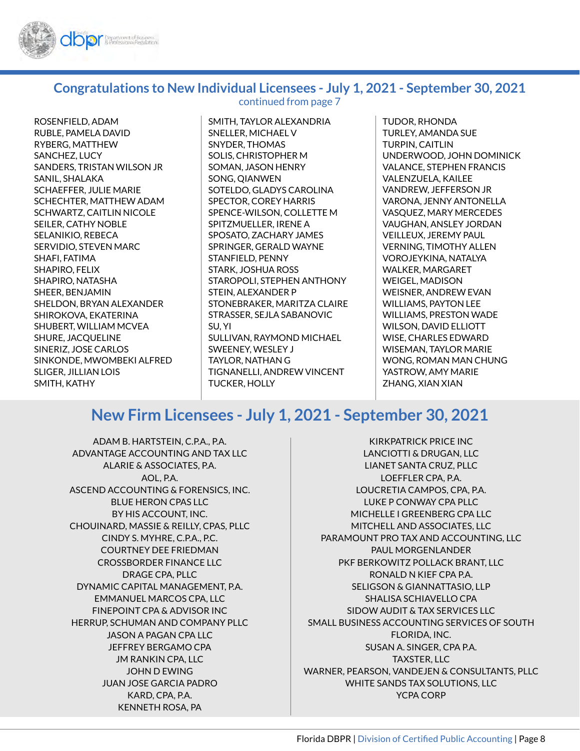## Congratulations to New Individual Licensees - July 1, 2021 - September 30, 2021

continued from page 7

ROSENFIELD, ADAM
RUBLE, PAMELA DAVID
RYBERG, MATTHEW
SANCHEZ, LUCY
SANDERS, TRISTAN WILSON JR
SANIL, SHALAKA
SCHAEFFER, JULIE MARIE
SCHECHTER, MATTHEW ADAM
SCHWARTZ, CAITLIN NICOLE
SEILER, CATHY NOBLE
SELANIKIO, REBECA
SERVIDIO, STEVEN MARC
SHAFI, FATIMA
SHAPIRO, FELIX
SHAPIRO, NATASHA
SHEER, BENJAMIN
SHELDON, BRYAN ALEXANDER
SHIROKOVA, EKATERINA
SHUBERT, WILLIAM MCVEA
SHURE, JACQUELINE
SINERIZ, JOSE CARLOS
SINKONDE, MWOMBEKI ALFRED
SLIGER, JILLIAN LOIS
SMITH, KATHY
SMITH, TAYLOR ALEXANDRIA
SNELLER, MICHAEL V
SNYDER, THOMAS
SOLIS, CHRISTOPHER M
SOMAN, JASON HENRY
SONG, QIANWEN
SOTELDO, GLADYS CAROLINA
SPECTOR, COREY HARRIS
SPENCE-WILSON, COLLETTE M
SPITZMUELLER, IRENE A
SPOSATO, ZACHARY JAMES
SPRINGER, GERALD WAYNE
STANFIELD, PENNY
STARK, JOSHUA ROSS
STAROPOLI, STEPHEN ANTHONY
STEIN, ALEXANDER P
STONEBRAKER, MARITZA CLAIRE
STRASSER, SEJLA SABANOVIC
SU, YI
SULLIVAN, RAYMOND MICHAEL
SWEENEY, WESLEY J
TAYLOR, NATHAN G
TIGNANELLI, ANDREW VINCENT
TUCKER, HOLLY
TUDOR, RHONDA
TURLEY, AMANDA SUE
TURPIN, CAITLIN
UNDERWOOD, JOHN DOMINICK
VALANCE, STEPHEN FRANCIS
VALENZUELA, KAILEE
VANDREW, JEFFERSON JR
VARONA, JENNY ANTONELLA
VASQUEZ, MARY MERCEDES
VAUGHAN, ANSLEY JORDAN
VEILLEUX, JEREMY PAUL
VERNING, TIMOTHY ALLEN
VOROJEYKINA, NATALYA
WALKER, MARGARET
WEIGEL, MADISON
WEISNER, ANDREW EVAN
WILLIAMS, PAYTON LEE
WILLIAMS, PRESTON WADE
WILSON, DAVID ELLIOTT
WISE, CHARLES EDWARD
WISEMAN, TAYLOR MARIE
WONG, ROMAN MAN CHUNG
YASTROW, AMY MARIE
ZHANG, XIAN XIAN

## New Firm Licensees - July 1, 2021 - September 30, 2021

ADAM B. HARTSTEIN, C.P.A., P.A.
ADVANTAGE ACCOUNTING AND TAX LLC
ALARIE & ASSOCIATES, P.A.
AOL, P.A.
ASCEND ACCOUNTING & FORENSICS, INC.
BLUE HERON CPAS LLC
BY HIS ACCOUNT, INC.
CHOUINARD, MASSIE & REILLY, CPAS, PLLC
CINDY S. MYHRE, C.P.A., P.C.
COURTNEY DEE FRIEDMAN
CROSSBORDER FINANCE LLC
DRAGE CPA, PLLC
DYNAMIC CAPITAL MANAGEMENT, P.A.
EMMANUEL MARCOS CPA, LLC
FINEPOINT CPA & ADVISOR INC
HERRUP, SCHUMAN AND COMPANY PLLC
JASON A PAGAN CPA LLC
JEFFREY BERGAMO CPA
JM RANKIN CPA, LLC
JOHN D EWING
JUAN JOSE GARCIA PADRO
KARD, CPA, P.A.
KENNETH ROSA, PA
KIRKPATRICK PRICE INC
LANCIOTTI & DRUGAN, LLC
LIANET SANTA CRUZ, PLLC
LOEFFLER CPA, P.A.
LOUCRETIA CAMPOS, CPA, P.A.
LUKE P CONWAY CPA PLLC
MICHELLE I GREENBERG CPA LLC
MITCHELL AND ASSOCIATES, LLC
PARAMOUNT PRO TAX AND ACCOUNTING, LLC
PAUL MORGENLANDER
PKF BERKOWITZ POLLACK BRANT, LLC
RONALD N KIEF CPA P.A.
SELIGSON & GIANNATTASIO, LLP
SHALISA SCHIAVELLO CPA
SIDOW AUDIT & TAX SERVICES LLC
SMALL BUSINESS ACCOUNTING SERVICES OF SOUTH FLORIDA, INC.
SUSAN A. SINGER, CPA P.A.
TAXSTER, LLC
WARNER, PEARSON, VANDEJEN & CONSULTANTS, PLLC
WHITE SANDS TAX SOLUTIONS, LLC
YCPA CORP